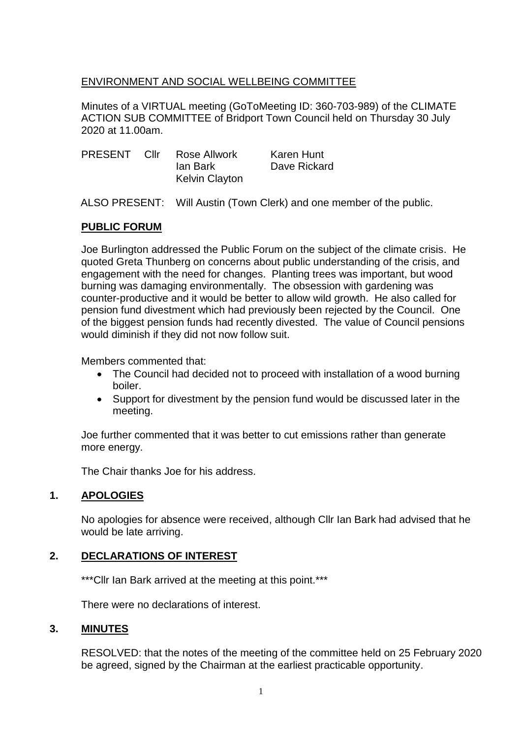ENVIRONMENT AND SOCIAL WELLBEING COMMITTEE

Minutes of a VIRTUAL meeting (GoToMeeting ID: 360-703-989) of the CLIMATE ACTION SUB COMMITTEE of Bridport Town Council held on Thursday 30 July 2020 at 11.00am.

| PRESENT | Cllr | Rose Allwork | Karen Hunt |
|---|---|---|---|
| | | Ian Bark | Dave Rickard |
| | | Kelvin Clayton | |

ALSO PRESENT: Will Austin (Town Clerk) and one member of the public.

## PUBLIC FORUM

Joe Burlington addressed the Public Forum on the subject of the climate crisis. He quoted Greta Thunberg on concerns about public understanding of the crisis, and engagement with the need for changes. Planting trees was important, but wood burning was damaging environmentally. The obsession with gardening was counter-productive and it would be better to allow wild growth. He also called for pension fund divestment which had previously been rejected by the Council. One of the biggest pension funds had recently divested. The value of Council pensions would diminish if they did not now follow suit.

Members commented that:

- The Council had decided not to proceed with installation of a wood burning boiler.
- Support for divestment by the pension fund would be discussed later in the meeting.

Joe further commented that it was better to cut emissions rather than generate more energy.

The Chair thanks Joe for his address.

## 1. APOLOGIES

No apologies for absence were received, although Cllr Ian Bark had advised that he would be late arriving.

## 2. DECLARATIONS OF INTEREST

***Cllr Ian Bark arrived at the meeting at this point.***

There were no declarations of interest.

## 3. MINUTES

RESOLVED: that the notes of the meeting of the committee held on 25 February 2020 be agreed, signed by the Chairman at the earliest practicable opportunity.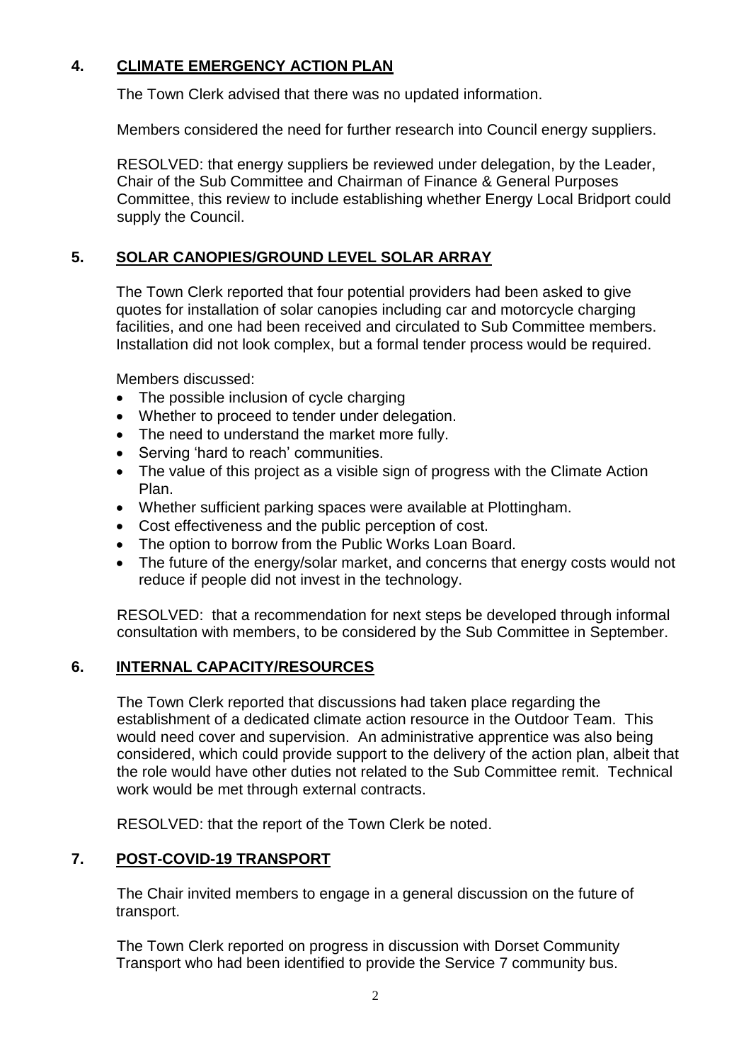## 4. CLIMATE EMERGENCY ACTION PLAN

The Town Clerk advised that there was no updated information.

Members considered the need for further research into Council energy suppliers.

RESOLVED: that energy suppliers be reviewed under delegation, by the Leader, Chair of the Sub Committee and Chairman of Finance & General Purposes Committee, this review to include establishing whether Energy Local Bridport could supply the Council.

## 5. SOLAR CANOPIES/GROUND LEVEL SOLAR ARRAY

The Town Clerk reported that four potential providers had been asked to give quotes for installation of solar canopies including car and motorcycle charging facilities, and one had been received and circulated to Sub Committee members. Installation did not look complex, but a formal tender process would be required.

Members discussed:

- The possible inclusion of cycle charging
- Whether to proceed to tender under delegation.
- The need to understand the market more fully.
- Serving 'hard to reach' communities.
- The value of this project as a visible sign of progress with the Climate Action Plan.
- Whether sufficient parking spaces were available at Plottingham.
- Cost effectiveness and the public perception of cost.
- The option to borrow from the Public Works Loan Board.
- The future of the energy/solar market, and concerns that energy costs would not reduce if people did not invest in the technology.

RESOLVED: that a recommendation for next steps be developed through informal consultation with members, to be considered by the Sub Committee in September.

## 6. INTERNAL CAPACITY/RESOURCES

The Town Clerk reported that discussions had taken place regarding the establishment of a dedicated climate action resource in the Outdoor Team. This would need cover and supervision. An administrative apprentice was also being considered, which could provide support to the delivery of the action plan, albeit that the role would have other duties not related to the Sub Committee remit. Technical work would be met through external contracts.

RESOLVED: that the report of the Town Clerk be noted.

## 7. POST-COVID-19 TRANSPORT

The Chair invited members to engage in a general discussion on the future of transport.

The Town Clerk reported on progress in discussion with Dorset Community Transport who had been identified to provide the Service 7 community bus.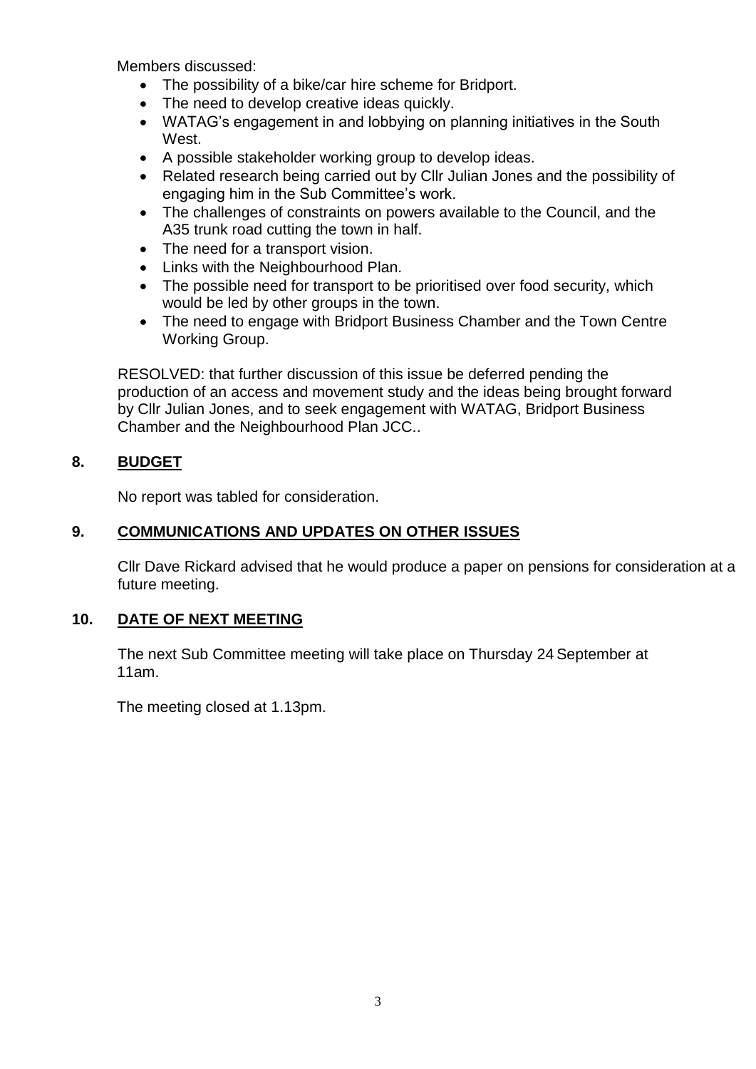Members discussed:

- The possibility of a bike/car hire scheme for Bridport.
- The need to develop creative ideas quickly.
- WATAG's engagement in and lobbying on planning initiatives in the South West.
- A possible stakeholder working group to develop ideas.
- Related research being carried out by Cllr Julian Jones and the possibility of engaging him in the Sub Committee's work.
- The challenges of constraints on powers available to the Council, and the A35 trunk road cutting the town in half.
- The need for a transport vision.
- Links with the Neighbourhood Plan.
- The possible need for transport to be prioritised over food security, which would be led by other groups in the town.
- The need to engage with Bridport Business Chamber and the Town Centre Working Group.

RESOLVED: that further discussion of this issue be deferred pending the production of an access and movement study and the ideas being brought forward by Cllr Julian Jones, and to seek engagement with WATAG, Bridport Business Chamber and the Neighbourhood Plan JCC..

## 8. BUDGET

No report was tabled for consideration.

## 9. COMMUNICATIONS AND UPDATES ON OTHER ISSUES

Cllr Dave Rickard advised that he would produce a paper on pensions for consideration at a future meeting.

## 10. DATE OF NEXT MEETING

The next Sub Committee meeting will take place on Thursday 24 September at 11am.

The meeting closed at 1.13pm.